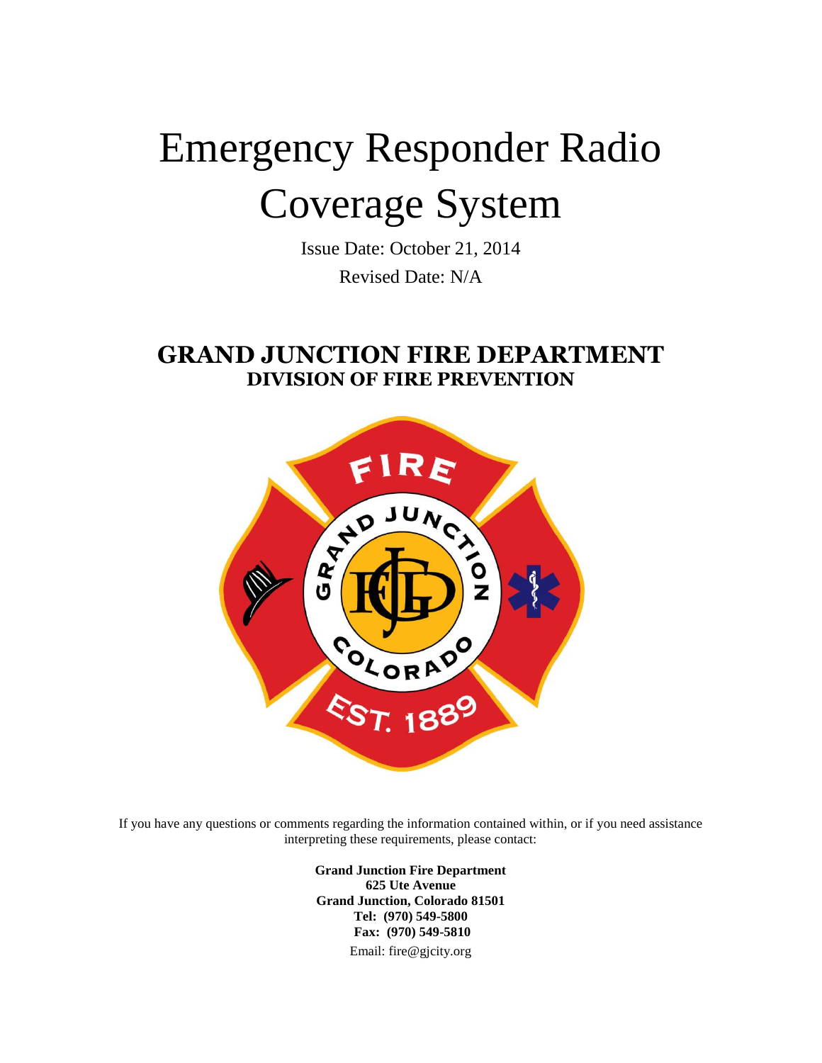# Emergency Responder Radio Coverage System

Issue Date: October 21, 2014

Revised Date: N/A

## GRAND JUNCTION FIRE DEPARTMENT
### DIVISION OF FIRE PREVENTION

If you have any questions or comments regarding the information contained within, or if you need assistance interpreting these requirements, please contact:

**Grand Junction Fire Department**
**625 Ute Avenue**
**Grand Junction, Colorado 81501**
**Tel: (970) 549-5800**
**Fax: (970) 549-5810**
Email: fire@gjcity.org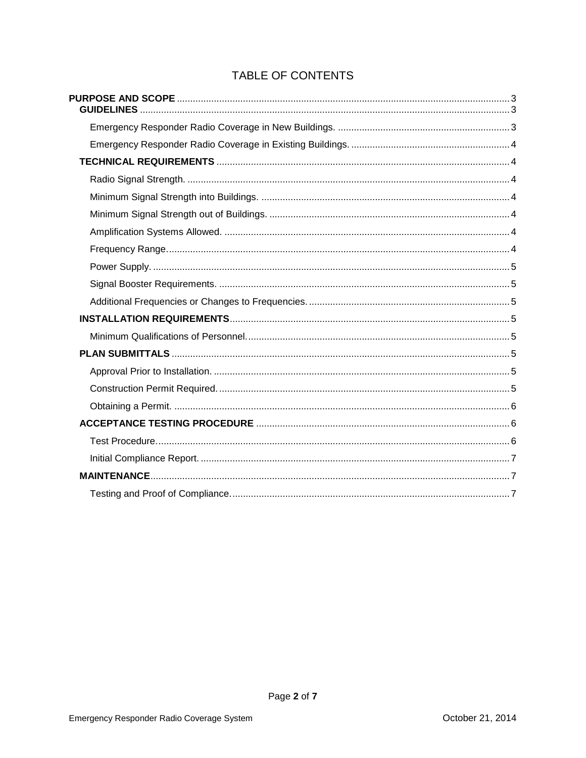# TABLE OF CONTENTS

**PURPOSE AND SCOPE** ........................................................................ 3

- **GUIDELINES** ........................................................................ 3
  - Emergency Responder Radio Coverage in New Buildings. ........................................................................ 3
  - Emergency Responder Radio Coverage in Existing Buildings. ........................................................................ 4
- **TECHNICAL REQUIREMENTS** ........................................................................ 4
  - Radio Signal Strength. ........................................................................ 4
  - Minimum Signal Strength into Buildings. ........................................................................ 4
  - Minimum Signal Strength out of Buildings. ........................................................................ 4
  - Amplification Systems Allowed. ........................................................................ 4
  - Frequency Range. ........................................................................ 4
  - Power Supply. ........................................................................ 5
  - Signal Booster Requirements. ........................................................................ 5
  - Additional Frequencies or Changes to Frequencies. ........................................................................ 5
- **INSTALLATION REQUIREMENTS** ........................................................................ 5
  - Minimum Qualifications of Personnel. ........................................................................ 5
- **PLAN SUBMITTALS** ........................................................................ 5
  - Approval Prior to Installation. ........................................................................ 5
  - Construction Permit Required. ........................................................................ 5
  - Obtaining a Permit. ........................................................................ 6
- **ACCEPTANCE TESTING PROCEDURE** ........................................................................ 6
  - Test Procedure. ........................................................................ 6
  - Initial Compliance Report. ........................................................................ 7
- **MAINTENANCE** ........................................................................ 7
  - Testing and Proof of Compliance. ........................................................................ 7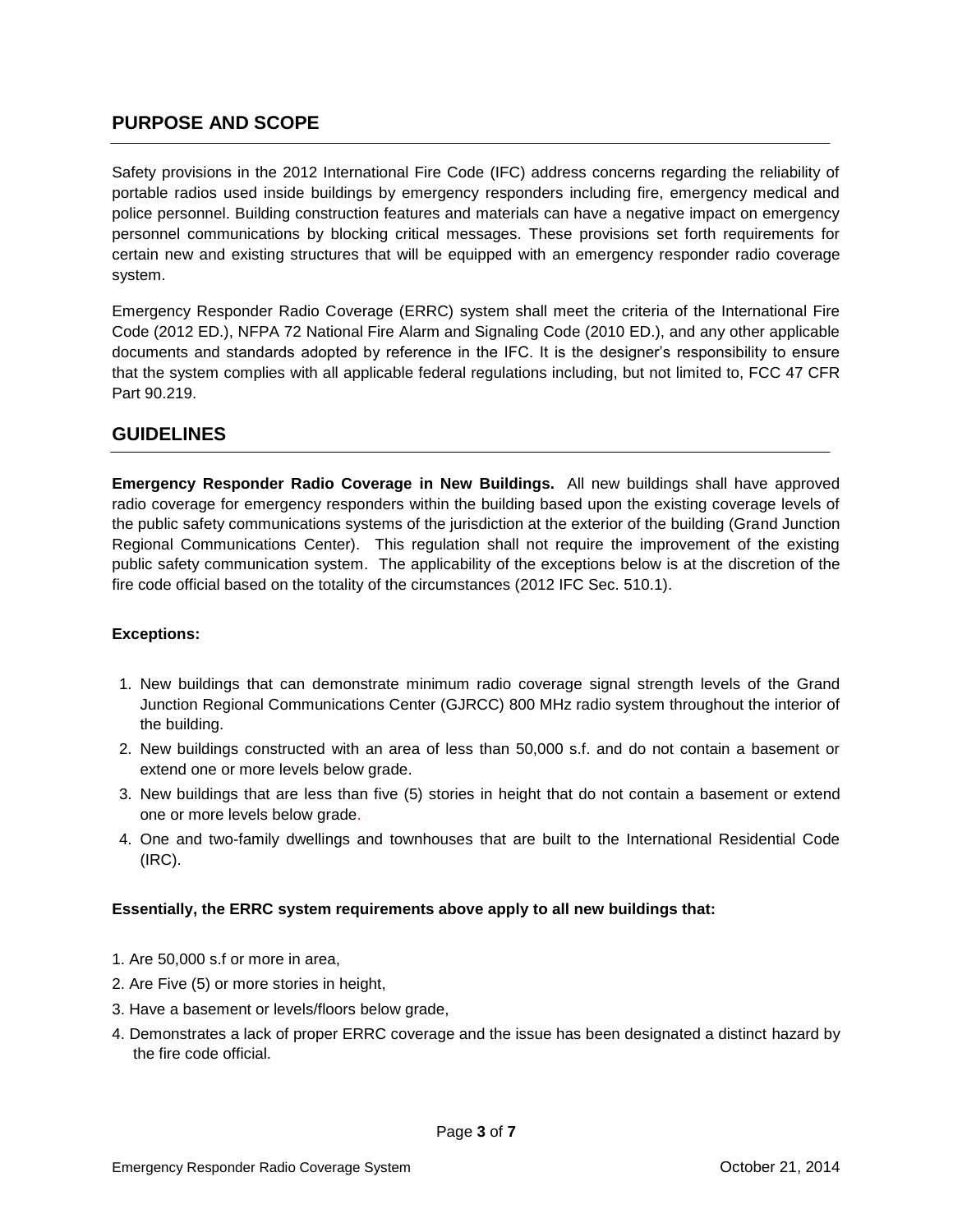## PURPOSE AND SCOPE

Safety provisions in the 2012 International Fire Code (IFC) address concerns regarding the reliability of portable radios used inside buildings by emergency responders including fire, emergency medical and police personnel. Building construction features and materials can have a negative impact on emergency personnel communications by blocking critical messages. These provisions set forth requirements for certain new and existing structures that will be equipped with an emergency responder radio coverage system.

Emergency Responder Radio Coverage (ERRC) system shall meet the criteria of the International Fire Code (2012 ED.), NFPA 72 National Fire Alarm and Signaling Code (2010 ED.), and any other applicable documents and standards adopted by reference in the IFC. It is the designer's responsibility to ensure that the system complies with all applicable federal regulations including, but not limited to, FCC 47 CFR Part 90.219.

## GUIDELINES

**Emergency Responder Radio Coverage in New Buildings.** All new buildings shall have approved radio coverage for emergency responders within the building based upon the existing coverage levels of the public safety communications systems of the jurisdiction at the exterior of the building (Grand Junction Regional Communications Center). This regulation shall not require the improvement of the existing public safety communication system. The applicability of the exceptions below is at the discretion of the fire code official based on the totality of the circumstances (2012 IFC Sec. 510.1).

**Exceptions:**

1. New buildings that can demonstrate minimum radio coverage signal strength levels of the Grand Junction Regional Communications Center (GJRCC) 800 MHz radio system throughout the interior of the building.
2. New buildings constructed with an area of less than 50,000 s.f. and do not contain a basement or extend one or more levels below grade.
3. New buildings that are less than five (5) stories in height that do not contain a basement or extend one or more levels below grade.
4. One and two-family dwellings and townhouses that are built to the International Residential Code (IRC).

**Essentially, the ERRC system requirements above apply to all new buildings that:**

1. Are 50,000 s.f or more in area,
2. Are Five (5) or more stories in height,
3. Have a basement or levels/floors below grade,
4. Demonstrates a lack of proper ERRC coverage and the issue has been designated a distinct hazard by the fire code official.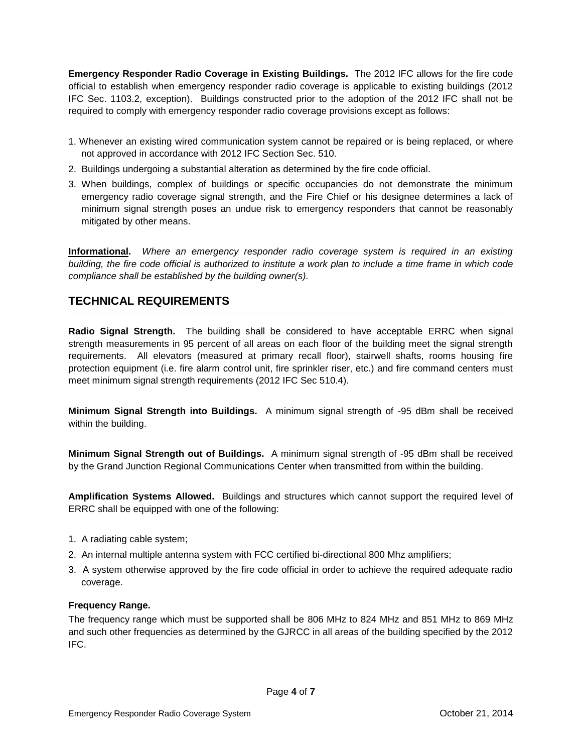**Emergency Responder Radio Coverage in Existing Buildings.** The 2012 IFC allows for the fire code official to establish when emergency responder radio coverage is applicable to existing buildings (2012 IFC Sec. 1103.2, exception). Buildings constructed prior to the adoption of the 2012 IFC shall not be required to comply with emergency responder radio coverage provisions except as follows:

1. Whenever an existing wired communication system cannot be repaired or is being replaced, or where not approved in accordance with 2012 IFC Section Sec. 510.
2. Buildings undergoing a substantial alteration as determined by the fire code official.
3. When buildings, complex of buildings or specific occupancies do not demonstrate the minimum emergency radio coverage signal strength, and the Fire Chief or his designee determines a lack of minimum signal strength poses an undue risk to emergency responders that cannot be reasonably mitigated by other means.

**Informational.** *Where an emergency responder radio coverage system is required in an existing building, the fire code official is authorized to institute a work plan to include a time frame in which code compliance shall be established by the building owner(s).*

## TECHNICAL REQUIREMENTS

**Radio Signal Strength.** The building shall be considered to have acceptable ERRC when signal strength measurements in 95 percent of all areas on each floor of the building meet the signal strength requirements. All elevators (measured at primary recall floor), stairwell shafts, rooms housing fire protection equipment (i.e. fire alarm control unit, fire sprinkler riser, etc.) and fire command centers must meet minimum signal strength requirements (2012 IFC Sec 510.4).

**Minimum Signal Strength into Buildings.** A minimum signal strength of -95 dBm shall be received within the building.

**Minimum Signal Strength out of Buildings.** A minimum signal strength of -95 dBm shall be received by the Grand Junction Regional Communications Center when transmitted from within the building.

**Amplification Systems Allowed.** Buildings and structures which cannot support the required level of ERRC shall be equipped with one of the following:

1. A radiating cable system;
2. An internal multiple antenna system with FCC certified bi-directional 800 Mhz amplifiers;
3. A system otherwise approved by the fire code official in order to achieve the required adequate radio coverage.

**Frequency Range.**

The frequency range which must be supported shall be 806 MHz to 824 MHz and 851 MHz to 869 MHz and such other frequencies as determined by the GJRCC in all areas of the building specified by the 2012 IFC.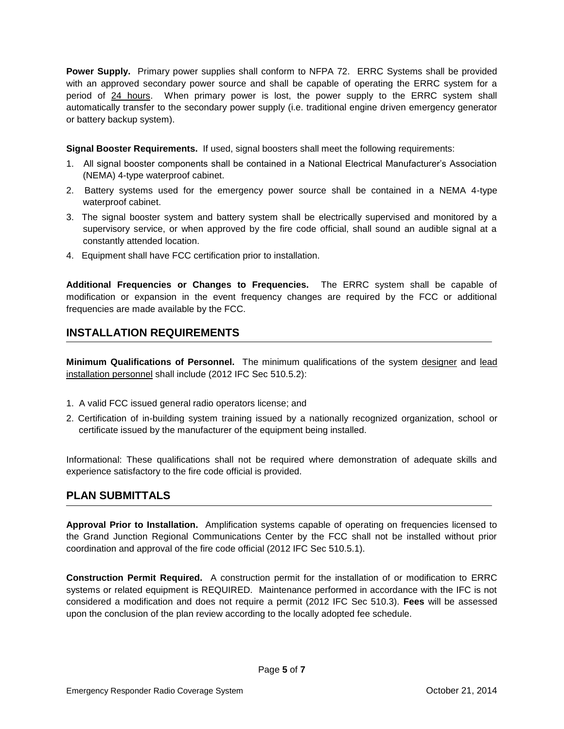**Power Supply.** Primary power supplies shall conform to NFPA 72. ERRC Systems shall be provided with an approved secondary power source and shall be capable of operating the ERRC system for a period of <u>24 hours</u>. When primary power is lost, the power supply to the ERRC system shall automatically transfer to the secondary power supply (i.e. traditional engine driven emergency generator or battery backup system).

**Signal Booster Requirements.** If used, signal boosters shall meet the following requirements:

1. All signal booster components shall be contained in a National Electrical Manufacturer's Association (NEMA) 4-type waterproof cabinet.
2. Battery systems used for the emergency power source shall be contained in a NEMA 4-type waterproof cabinet.
3. The signal booster system and battery system shall be electrically supervised and monitored by a supervisory service, or when approved by the fire code official, shall sound an audible signal at a constantly attended location.
4. Equipment shall have FCC certification prior to installation.

**Additional Frequencies or Changes to Frequencies.** The ERRC system shall be capable of modification or expansion in the event frequency changes are required by the FCC or additional frequencies are made available by the FCC.

## INSTALLATION REQUIREMENTS

**Minimum Qualifications of Personnel.** The minimum qualifications of the system <u>designer</u> and <u>lead installation personnel</u> shall include (2012 IFC Sec 510.5.2):

1. A valid FCC issued general radio operators license; and
2. Certification of in-building system training issued by a nationally recognized organization, school or certificate issued by the manufacturer of the equipment being installed.

Informational: These qualifications shall not be required where demonstration of adequate skills and experience satisfactory to the fire code official is provided.

## PLAN SUBMITTALS

**Approval Prior to Installation.** Amplification systems capable of operating on frequencies licensed to the Grand Junction Regional Communications Center by the FCC shall not be installed without prior coordination and approval of the fire code official (2012 IFC Sec 510.5.1).

**Construction Permit Required.** A construction permit for the installation of or modification to ERRC systems or related equipment is REQUIRED. Maintenance performed in accordance with the IFC is not considered a modification and does not require a permit (2012 IFC Sec 510.3). **Fees** will be assessed upon the conclusion of the plan review according to the locally adopted fee schedule.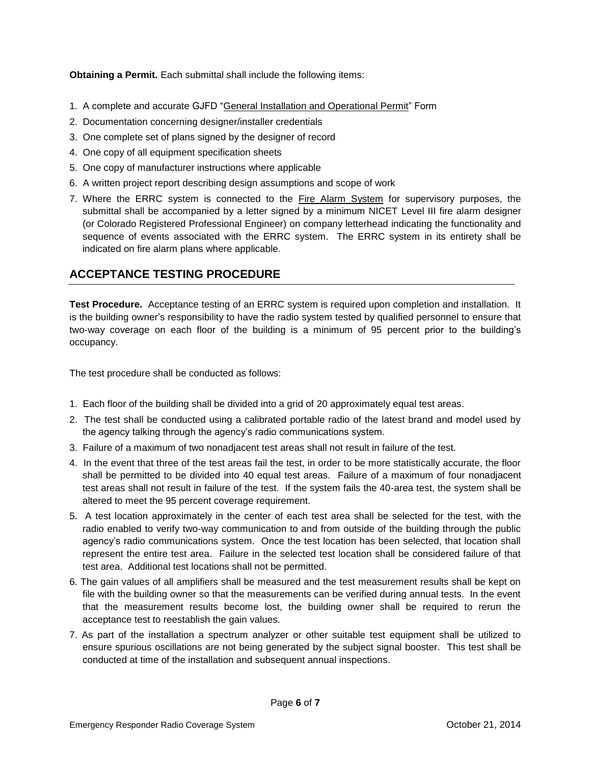**Obtaining a Permit.** Each submittal shall include the following items:

1. A complete and accurate GJFD "General Installation and Operational Permit" Form
2. Documentation concerning designer/installer credentials
3. One complete set of plans signed by the designer of record
4. One copy of all equipment specification sheets
5. One copy of manufacturer instructions where applicable
6. A written project report describing design assumptions and scope of work
7. Where the ERRC system is connected to the Fire Alarm System for supervisory purposes, the submittal shall be accompanied by a letter signed by a minimum NICET Level III fire alarm designer (or Colorado Registered Professional Engineer) on company letterhead indicating the functionality and sequence of events associated with the ERRC system. The ERRC system in its entirety shall be indicated on fire alarm plans where applicable.

## ACCEPTANCE TESTING PROCEDURE

**Test Procedure.** Acceptance testing of an ERRC system is required upon completion and installation. It is the building owner's responsibility to have the radio system tested by qualified personnel to ensure that two-way coverage on each floor of the building is a minimum of 95 percent prior to the building's occupancy.

The test procedure shall be conducted as follows:

1. Each floor of the building shall be divided into a grid of 20 approximately equal test areas.
2. The test shall be conducted using a calibrated portable radio of the latest brand and model used by the agency talking through the agency's radio communications system.
3. Failure of a maximum of two nonadjacent test areas shall not result in failure of the test.
4. In the event that three of the test areas fail the test, in order to be more statistically accurate, the floor shall be permitted to be divided into 40 equal test areas. Failure of a maximum of four nonadjacent test areas shall not result in failure of the test. If the system fails the 40-area test, the system shall be altered to meet the 95 percent coverage requirement.
5. A test location approximately in the center of each test area shall be selected for the test, with the radio enabled to verify two-way communication to and from outside of the building through the public agency's radio communications system. Once the test location has been selected, that location shall represent the entire test area. Failure in the selected test location shall be considered failure of that test area. Additional test locations shall not be permitted.
6. The gain values of all amplifiers shall be measured and the test measurement results shall be kept on file with the building owner so that the measurements can be verified during annual tests. In the event that the measurement results become lost, the building owner shall be required to rerun the acceptance test to reestablish the gain values.
7. As part of the installation a spectrum analyzer or other suitable test equipment shall be utilized to ensure spurious oscillations are not being generated by the subject signal booster. This test shall be conducted at time of the installation and subsequent annual inspections.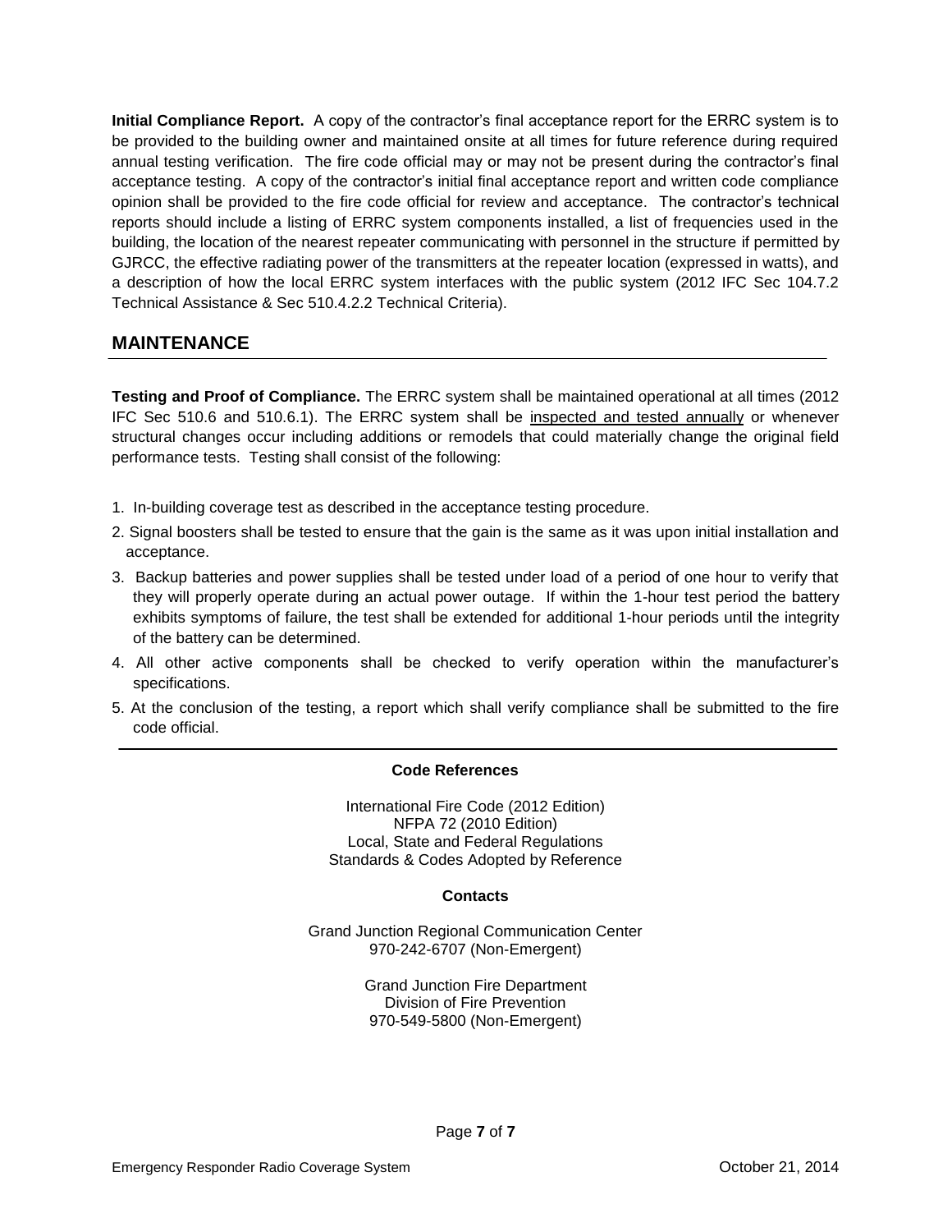**Initial Compliance Report.** A copy of the contractor's final acceptance report for the ERRC system is to be provided to the building owner and maintained onsite at all times for future reference during required annual testing verification. The fire code official may or may not be present during the contractor's final acceptance testing. A copy of the contractor's initial final acceptance report and written code compliance opinion shall be provided to the fire code official for review and acceptance. The contractor's technical reports should include a listing of ERRC system components installed, a list of frequencies used in the building, the location of the nearest repeater communicating with personnel in the structure if permitted by GJRCC, the effective radiating power of the transmitters at the repeater location (expressed in watts), and a description of how the local ERRC system interfaces with the public system (2012 IFC Sec 104.7.2 Technical Assistance & Sec 510.4.2.2 Technical Criteria).

## MAINTENANCE

**Testing and Proof of Compliance.** The ERRC system shall be maintained operational at all times (2012 IFC Sec 510.6 and 510.6.1). The ERRC system shall be inspected and tested annually or whenever structural changes occur including additions or remodels that could materially change the original field performance tests. Testing shall consist of the following:

1. In-building coverage test as described in the acceptance testing procedure.
2. Signal boosters shall be tested to ensure that the gain is the same as it was upon initial installation and acceptance.
3. Backup batteries and power supplies shall be tested under load of a period of one hour to verify that they will properly operate during an actual power outage. If within the 1-hour test period the battery exhibits symptoms of failure, the test shall be extended for additional 1-hour periods until the integrity of the battery can be determined.
4. All other active components shall be checked to verify operation within the manufacturer's specifications.
5. At the conclusion of the testing, a report which shall verify compliance shall be submitted to the fire code official.

**Code References**

International Fire Code (2012 Edition)
NFPA 72 (2010 Edition)
Local, State and Federal Regulations
Standards & Codes Adopted by Reference

**Contacts**

Grand Junction Regional Communication Center
970-242-6707 (Non-Emergent)

Grand Junction Fire Department
Division of Fire Prevention
970-549-5800 (Non-Emergent)